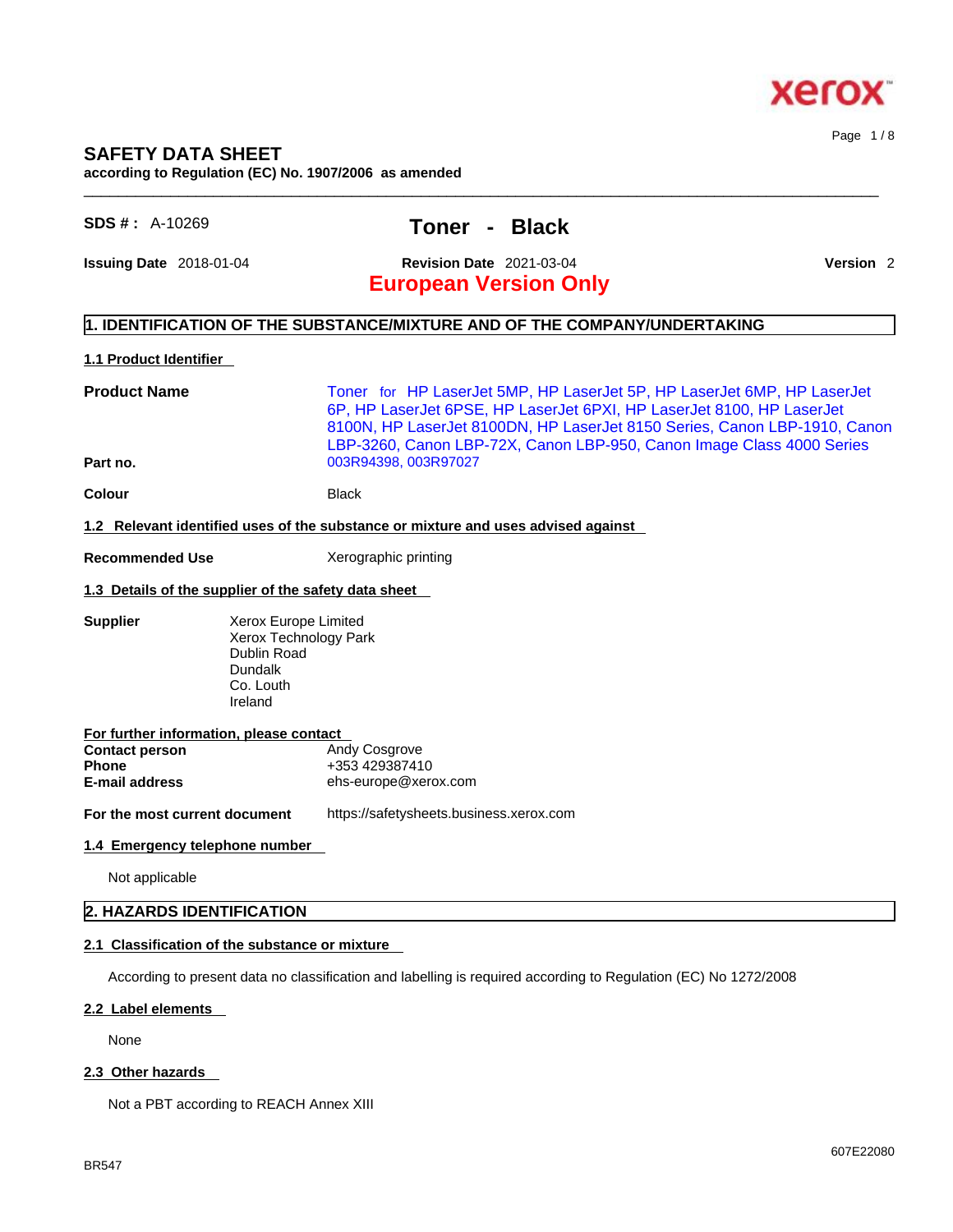# SAFETY DATA SHEET

**according to Regulation (EC) No. 1907/2006 as amended**

**SDS # :** A-10269

# Toner - Black

**Issuing Date** 2018-01-04 **Revision Date** 2021-03-04 **Version** 2

## European Version Only

## 1. IDENTIFICATION OF THE SUBSTANCE/MIXTURE AND OF THE COMPANY/UNDERTAKING

### 1.1 Product Identifier

**Product Name** Toner for HP LaserJet 5MP, HP LaserJet 5P, HP LaserJet 6MP, HP LaserJet 6P, HP LaserJet 6PSE, HP LaserJet 6PXI, HP LaserJet 8100, HP LaserJet 8100N, HP LaserJet 8100DN, HP LaserJet 8150 Series, Canon LBP-1910, Canon LBP-3260, Canon LBP-72X, Canon LBP-950, Canon Image Class 4000 Series

**Part no.** 003R94398, 003R97027

**Colour** Black

### 1.2 Relevant identified uses of the substance or mixture and uses advised against

**Recommended Use** Xerographic printing

### 1.3 Details of the supplier of the safety data sheet

**Supplier**
Xerox Europe Limited
Xerox Technology Park
Dublin Road
Dundalk
Co. Louth
Ireland

**For further information, please contact**

**Contact person** Andy Cosgrove
**Phone** +353 429387410
**E-mail address** ehs-europe@xerox.com

**For the most current document** https://safetysheets.business.xerox.com

### 1.4 Emergency telephone number

Not applicable

## 2. HAZARDS IDENTIFICATION

### 2.1 Classification of the substance or mixture

According to present data no classification and labelling is required according to Regulation (EC) No 1272/2008

### 2.2 Label elements

None

### 2.3 Other hazards

Not a PBT according to REACH Annex XIII

BR547

607E22080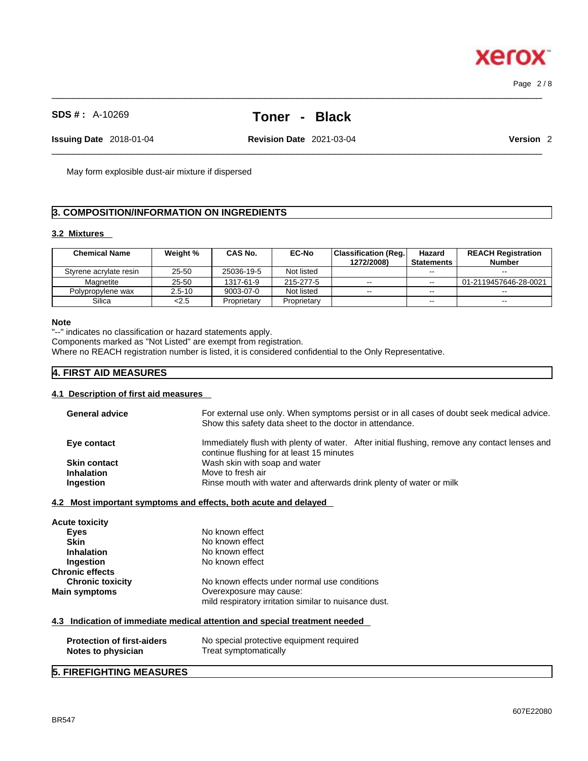May form explosible dust-air mixture if dispersed

## 3. COMPOSITION/INFORMATION ON INGREDIENTS

### 3.2 Mixtures

| Chemical Name | Weight % | CAS No. | EC-No | Classification (Reg. 1272/2008) | Hazard Statements | REACH Registration Number |
|---|---|---|---|---|---|---|
| Styrene acrylate resin | 25-50 | 25036-19-5 | Not listed | | -- | -- |
| Magnetite | 25-50 | 1317-61-9 | 215-277-5 | -- | -- | 01-2119457646-28-0021 |
| Polypropylene wax | 2.5-10 | 9003-07-0 | Not listed | -- | -- | -- |
| Silica | <2.5 | Proprietary | Proprietary | | -- | -- |

**Note**

"--" indicates no classification or hazard statements apply.
Components marked as "Not Listed" are exempt from registration.
Where no REACH registration number is listed, it is considered confidential to the Only Representative.

## 4. FIRST AID MEASURES

### 4.1 Description of first aid measures

**General advice** For external use only. When symptoms persist or in all cases of doubt seek medical advice. Show this safety data sheet to the doctor in attendance.

**Eye contact** Immediately flush with plenty of water. After initial flushing, remove any contact lenses and continue flushing for at least 15 minutes

**Skin contact** Wash skin with soap and water

**Inhalation** Move to fresh air

**Ingestion** Rinse mouth with water and afterwards drink plenty of water or milk

### 4.2 Most important symptoms and effects, both acute and delayed

**Acute toxicity**

**Eyes** No known effect

**Skin** No known effect

**Inhalation** No known effect

**Ingestion** No known effect

**Chronic effects**

**Chronic toxicity** No known effects under normal use conditions

**Main symptoms** Overexposure may cause:
mild respiratory irritation similar to nuisance dust.

### 4.3 Indication of immediate medical attention and special treatment needed

**Protection of first-aiders** No special protective equipment required

**Notes to physician** Treat symptomatically

## 5. FIREFIGHTING MEASURES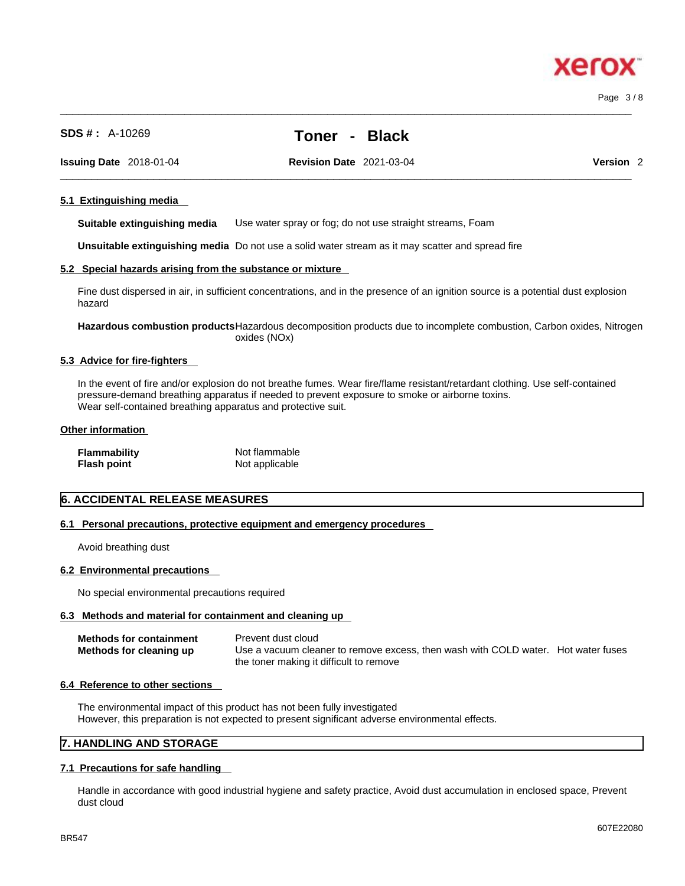#### 5.1 Extinguishing media

**Suitable extinguishing media** Use water spray or fog; do not use straight streams, Foam

**Unsuitable extinguishing media** Do not use a solid water stream as it may scatter and spread fire

#### 5.2 Special hazards arising from the substance or mixture

Fine dust dispersed in air, in sufficient concentrations, and in the presence of an ignition source is a potential dust explosion hazard

**Hazardous combustion products** Hazardous decomposition products due to incomplete combustion, Carbon oxides, Nitrogen oxides (NOx)

#### 5.3 Advice for fire-fighters

In the event of fire and/or explosion do not breathe fumes. Wear fire/flame resistant/retardant clothing. Use self-contained pressure-demand breathing apparatus if needed to prevent exposure to smoke or airborne toxins.
Wear self-contained breathing apparatus and protective suit.

#### Other information

| | |
|---|---|
| **Flammability** | Not flammable |
| **Flash point** | Not applicable |

## 6. ACCIDENTAL RELEASE MEASURES

#### 6.1 Personal precautions, protective equipment and emergency procedures

Avoid breathing dust

#### 6.2 Environmental precautions

No special environmental precautions required

#### 6.3 Methods and material for containment and cleaning up

| | |
|---|---|
| **Methods for containment** | Prevent dust cloud |
| **Methods for cleaning up** | Use a vacuum cleaner to remove excess, then wash with COLD water. Hot water fuses the toner making it difficult to remove |

#### 6.4 Reference to other sections

The environmental impact of this product has not been fully investigated
However, this preparation is not expected to present significant adverse environmental effects.

## 7. HANDLING AND STORAGE

#### 7.1 Precautions for safe handling

Handle in accordance with good industrial hygiene and safety practice, Avoid dust accumulation in enclosed space, Prevent dust cloud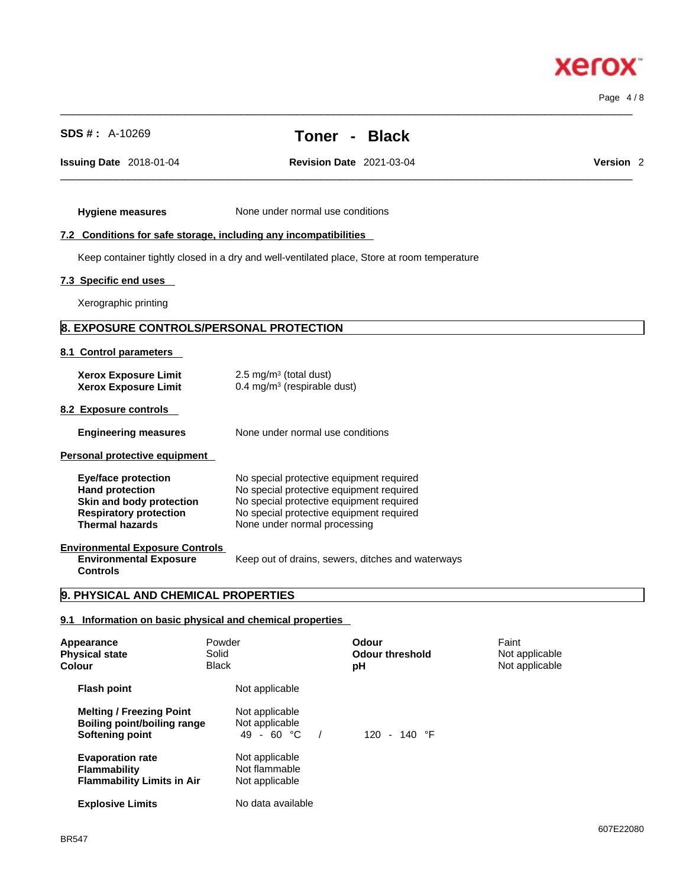| | |
|---|---|
| **Hygiene measures** | None under normal use conditions |

### 7.2 Conditions for safe storage, including any incompatibilities

Keep container tightly closed in a dry and well-ventilated place, Store at room temperature

### 7.3 Specific end uses

Xerographic printing

## 8. EXPOSURE CONTROLS/PERSONAL PROTECTION

### 8.1 Control parameters

| | |
|---|---|
| **Xerox Exposure Limit** | 2.5 mg/m³ (total dust) |
| **Xerox Exposure Limit** | 0.4 mg/m³ (respirable dust) |

### 8.2 Exposure controls

| | |
|---|---|
| **Engineering measures** | None under normal use conditions |

### Personal protective equipment

| | |
|---|---|
| **Eye/face protection** | No special protective equipment required |
| **Hand protection** | No special protective equipment required |
| **Skin and body protection** | No special protective equipment required |
| **Respiratory protection** | No special protective equipment required |
| **Thermal hazards** | None under normal processing |

### Environmental Exposure Controls

| | |
|---|---|
| **Environmental Exposure Controls** | Keep out of drains, sewers, ditches and waterways |

## 9. PHYSICAL AND CHEMICAL PROPERTIES

### 9.1 Information on basic physical and chemical properties

| | | | |
|---|---|---|---|
| **Appearance** | Powder | **Odour** | Faint |
| **Physical state** | Solid | **Odour threshold** | Not applicable |
| **Colour** | Black | **pH** | Not applicable |

| | |
|---|---|
| **Flash point** | Not applicable |
| **Melting / Freezing Point** | Not applicable |
| **Boiling point/boiling range** | Not applicable |
| **Softening point** | 49 - 60 °C / 120 - 140 °F |
| **Evaporation rate** | Not applicable |
| **Flammability** | Not flammable |
| **Flammability Limits in Air** | Not applicable |
| **Explosive Limits** | No data available |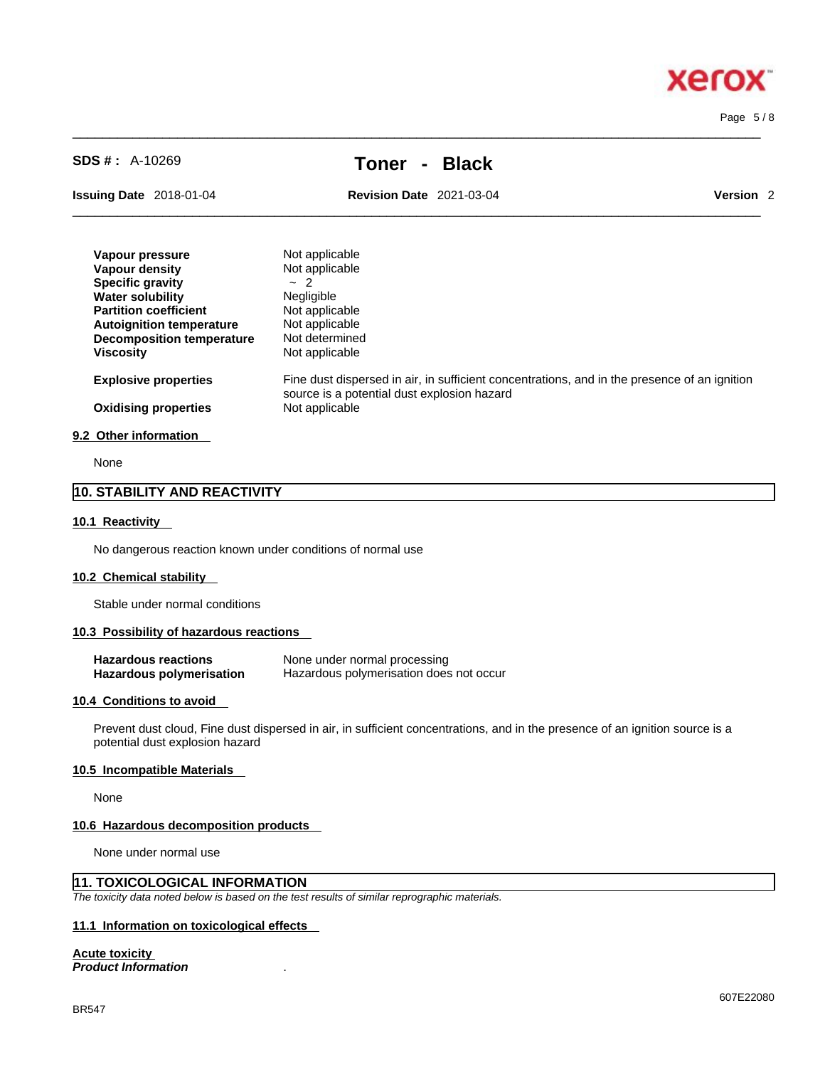| | |
|---|---|
| **Vapour pressure** | Not applicable |
| **Vapour density** | Not applicable |
| **Specific gravity** | ~ 2 |
| **Water solubility** | Negligible |
| **Partition coefficient** | Not applicable |
| **Autoignition temperature** | Not applicable |
| **Decomposition temperature** | Not determined |
| **Viscosity** | Not applicable |
| **Explosive properties** | Fine dust dispersed in air, in sufficient concentrations, and in the presence of an ignition source is a potential dust explosion hazard |
| **Oxidising properties** | Not applicable |

### 9.2 Other information

None

## 10. STABILITY AND REACTIVITY

### 10.1 Reactivity

No dangerous reaction known under conditions of normal use

### 10.2 Chemical stability

Stable under normal conditions

### 10.3 Possibility of hazardous reactions

| | |
|---|---|
| **Hazardous reactions** | None under normal processing |
| **Hazardous polymerisation** | Hazardous polymerisation does not occur |

### 10.4 Conditions to avoid

Prevent dust cloud, Fine dust dispersed in air, in sufficient concentrations, and in the presence of an ignition source is a potential dust explosion hazard

### 10.5 Incompatible Materials

None

### 10.6 Hazardous decomposition products

None under normal use

## 11. TOXICOLOGICAL INFORMATION

*The toxicity data noted below is based on the test results of similar reprographic materials.*

### 11.1 Information on toxicological effects

**Acute toxicity**

***Product Information*** .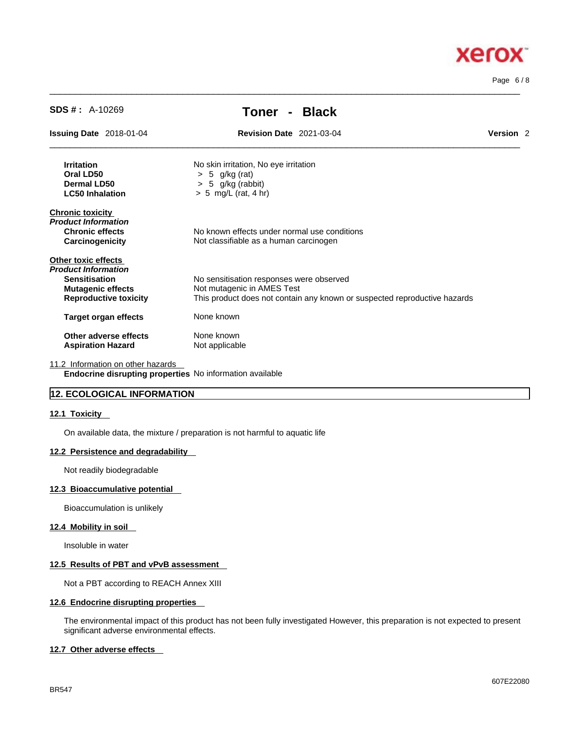| | |
|---|---|
| **Irritation** | No skin irritation, No eye irritation |
| **Oral LD50** | > 5 g/kg (rat) |
| **Dermal LD50** | > 5 g/kg (rabbit) |
| **LC50 Inhalation** | > 5 mg/L (rat, 4 hr) |

**Chronic toxicity**

***Product Information***

| | |
|---|---|
| **Chronic effects** | No known effects under normal use conditions |
| **Carcinogenicity** | Not classifiable as a human carcinogen |

**Other toxic effects**

***Product Information***

| | |
|---|---|
| **Sensitisation** | No sensitisation responses were observed |
| **Mutagenic effects** | Not mutagenic in AMES Test |
| **Reproductive toxicity** | This product does not contain any known or suspected reproductive hazards |
| **Target organ effects** | None known |
| **Other adverse effects** | None known |
| **Aspiration Hazard** | Not applicable |

11.2 Information on other hazards

**Endocrine disrupting properties** No information available

## 12. ECOLOGICAL INFORMATION

### 12.1 Toxicity

On available data, the mixture / preparation is not harmful to aquatic life

### 12.2 Persistence and degradability

Not readily biodegradable

### 12.3 Bioaccumulative potential

Bioaccumulation is unlikely

### 12.4 Mobility in soil

Insoluble in water

### 12.5 Results of PBT and vPvB assessment

Not a PBT according to REACH Annex XIII

### 12.6 Endocrine disrupting properties

The environmental impact of this product has not been fully investigated However, this preparation is not expected to present significant adverse environmental effects.

### 12.7 Other adverse effects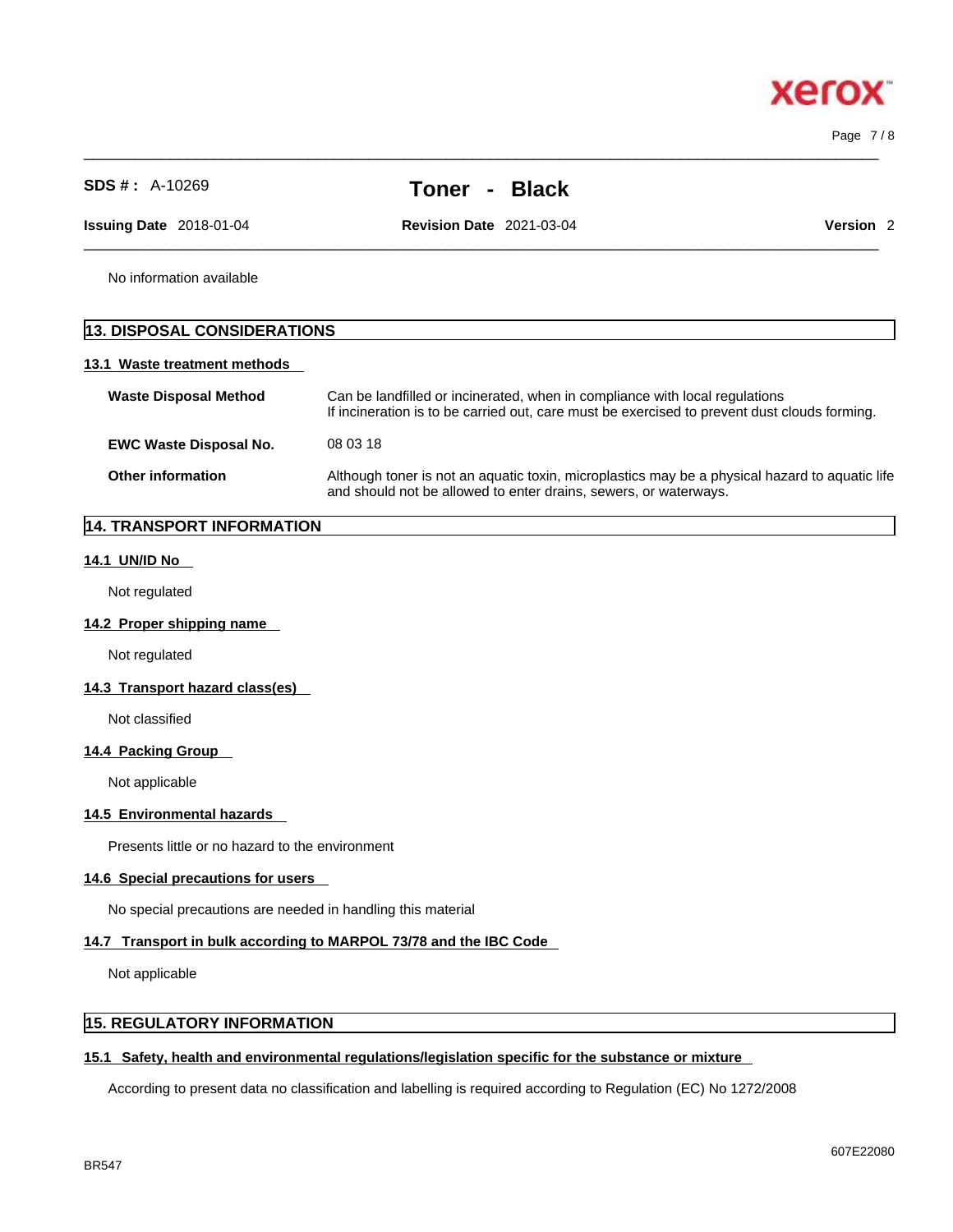No information available

## 13. DISPOSAL CONSIDERATIONS

### 13.1 Waste treatment methods

**Waste Disposal Method** Can be landfilled or incinerated, when in compliance with local regulations
If incineration is to be carried out, care must be exercised to prevent dust clouds forming.

**EWC Waste Disposal No.** 08 03 18

**Other information** Although toner is not an aquatic toxin, microplastics may be a physical hazard to aquatic life and should not be allowed to enter drains, sewers, or waterways.

## 14. TRANSPORT INFORMATION

### 14.1 UN/ID No

Not regulated

### 14.2 Proper shipping name

Not regulated

### 14.3 Transport hazard class(es)

Not classified

### 14.4 Packing Group

Not applicable

### 14.5 Environmental hazards

Presents little or no hazard to the environment

### 14.6 Special precautions for users

No special precautions are needed in handling this material

### 14.7 Transport in bulk according to MARPOL 73/78 and the IBC Code

Not applicable

## 15. REGULATORY INFORMATION

### 15.1 Safety, health and environmental regulations/legislation specific for the substance or mixture

According to present data no classification and labelling is required according to Regulation (EC) No 1272/2008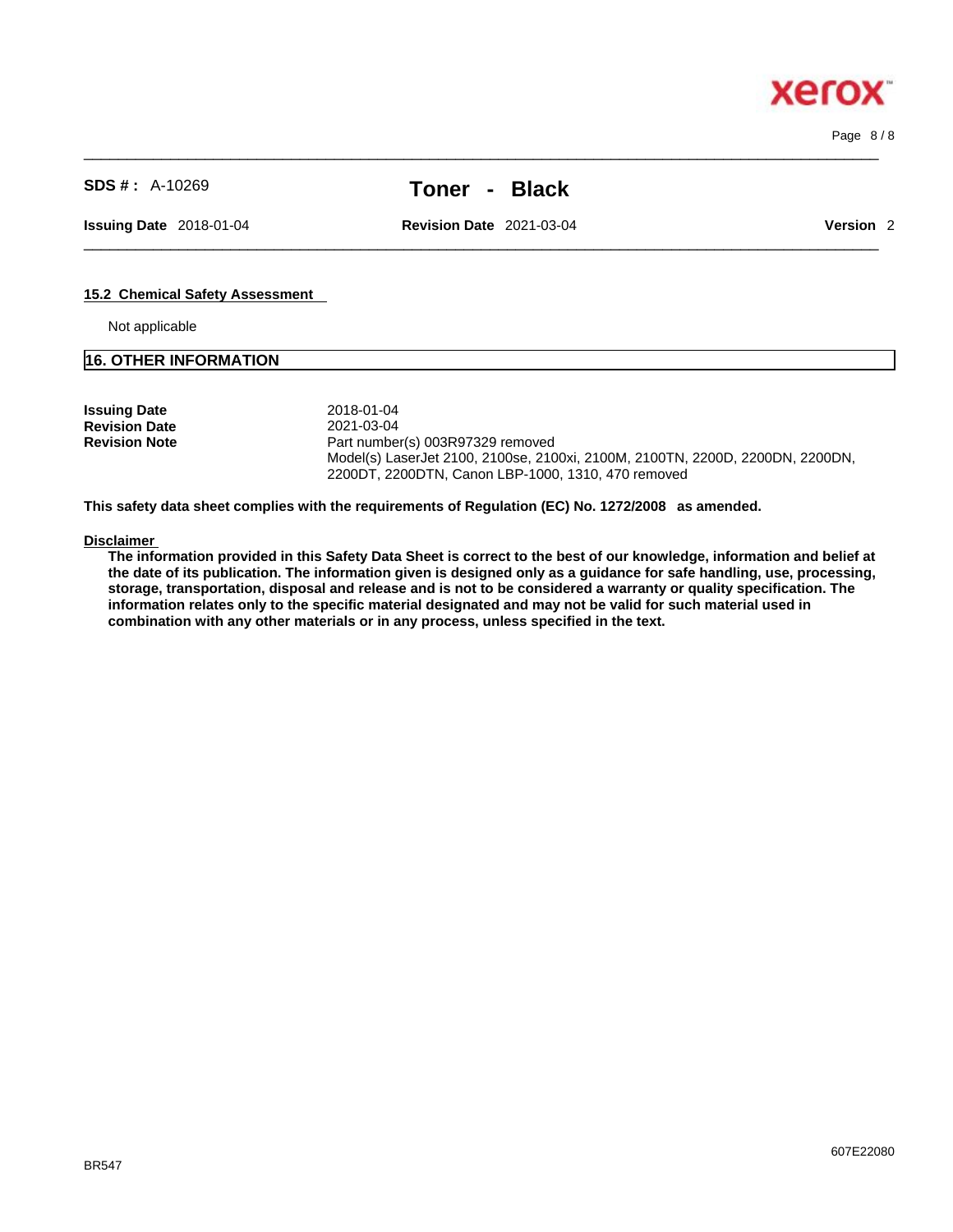### 15.2 Chemical Safety Assessment

Not applicable

## 16. OTHER INFORMATION

| | |
|---|---|
| **Issuing Date** | 2018-01-04 |
| **Revision Date** | 2021-03-04 |
| **Revision Note** | Part number(s) 003R97329 removed<br>Model(s) LaserJet 2100, 2100se, 2100xi, 2100M, 2100TN, 2200D, 2200DN, 2200DT, 2200DTN, Canon LBP-1000, 1310, 470 removed |

**This safety data sheet complies with the requirements of Regulation (EC) No. 1272/2008 as amended.**

**Disclaimer**

**The information provided in this Safety Data Sheet is correct to the best of our knowledge, information and belief at the date of its publication. The information given is designed only as a guidance for safe handling, use, processing, storage, transportation, disposal and release and is not to be considered a warranty or quality specification. The information relates only to the specific material designated and may not be valid for such material used in combination with any other materials or in any process, unless specified in the text.**